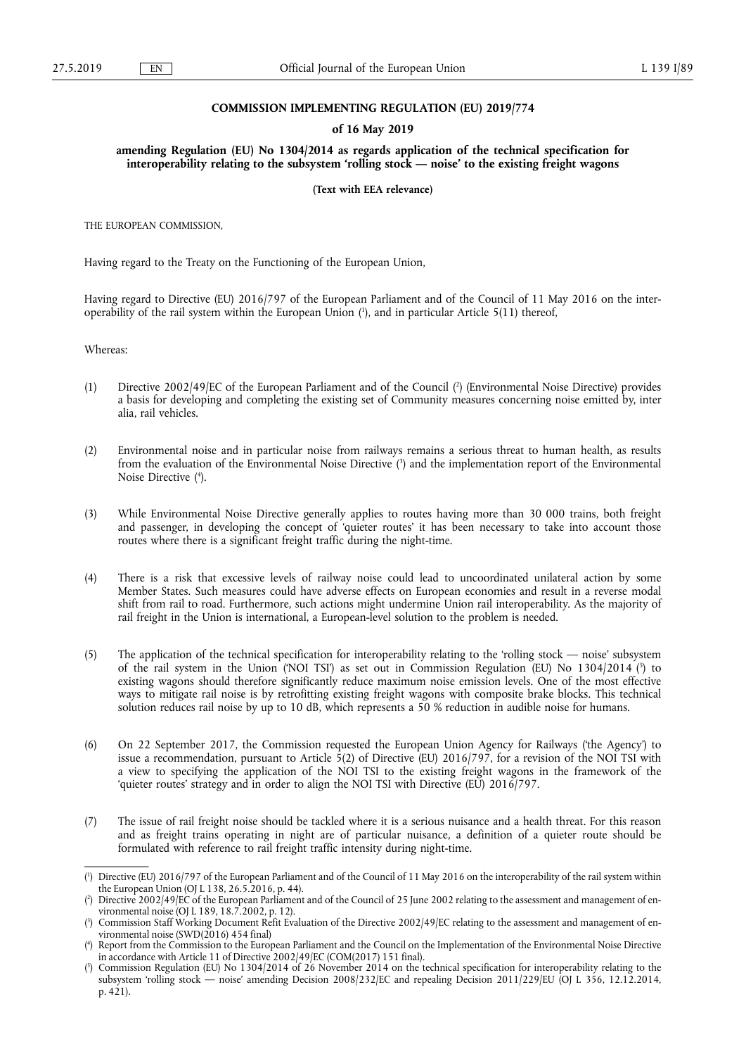**COMMISSION IMPLEMENTING REGULATION (EU) 2019/774**

**of 16 May 2019**

**amending Regulation (EU) No 1304/2014 as regards application of the technical specification for interoperability relating to the subsystem 'rolling stock — noise' to the existing freight wagons**

**(Text with EEA relevance)**

THE EUROPEAN COMMISSION,

Having regard to the Treaty on the Functioning of the European Union,

Having regard to Directive (EU) 2016/797 of the European Parliament and of the Council of 11 May 2016 on the interoperability of the rail system within the European Union [1], and in particular Article 5(11) thereof,

Whereas:

(1) Directive 2002/49/EC of the European Parliament and of the Council [2] (Environmental Noise Directive) provides a basis for developing and completing the existing set of Community measures concerning noise emitted by, inter alia, rail vehicles.

(2) Environmental noise and in particular noise from railways remains a serious threat to human health, as results from the evaluation of the Environmental Noise Directive [3] and the implementation report of the Environmental Noise Directive [4].

(3) While Environmental Noise Directive generally applies to routes having more than 30 000 trains, both freight and passenger, in developing the concept of 'quieter routes' it has been necessary to take into account those routes where there is a significant freight traffic during the night-time.

(4) There is a risk that excessive levels of railway noise could lead to uncoordinated unilateral action by some Member States. Such measures could have adverse effects on European economies and result in a reverse modal shift from rail to road. Furthermore, such actions might undermine Union rail interoperability. As the majority of rail freight in the Union is international, a European-level solution to the problem is needed.

(5) The application of the technical specification for interoperability relating to the 'rolling stock — noise' subsystem of the rail system in the Union ('NOI TSI') as set out in Commission Regulation (EU) No 1304/2014 [5] to existing wagons should therefore significantly reduce maximum noise emission levels. One of the most effective ways to mitigate rail noise is by retrofitting existing freight wagons with composite brake blocks. This technical solution reduces rail noise by up to 10 dB, which represents a 50 % reduction in audible noise for humans.

(6) On 22 September 2017, the Commission requested the European Union Agency for Railways ('the Agency') to issue a recommendation, pursuant to Article 5(2) of Directive (EU) 2016/797, for a revision of the NOI TSI with a view to specifying the application of the NOI TSI to the existing freight wagons in the framework of the 'quieter routes' strategy and in order to align the NOI TSI with Directive (EU) 2016/797.

(7) The issue of rail freight noise should be tackled where it is a serious nuisance and a health threat. For this reason and as freight trains operating in night are of particular nuisance, a definition of a quieter route should be formulated with reference to rail freight traffic intensity during night-time.

---

[1] Directive (EU) 2016/797 of the European Parliament and of the Council of 11 May 2016 on the interoperability of the rail system within the European Union (OJ L 138, 26.5.2016, p. 44).

[2] Directive 2002/49/EC of the European Parliament and of the Council of 25 June 2002 relating to the assessment and management of environmental noise (OJ L 189, 18.7.2002, p. 12).

[3] Commission Staff Working Document Refit Evaluation of the Directive 2002/49/EC relating to the assessment and management of environmental noise (SWD(2016) 454 final)

[4] Report from the Commission to the European Parliament and the Council on the Implementation of the Environmental Noise Directive in accordance with Article 11 of Directive 2002/49/EC (COM(2017) 151 final).

[5] Commission Regulation (EU) No 1304/2014 of 26 November 2014 on the technical specification for interoperability relating to the subsystem 'rolling stock — noise' amending Decision 2008/232/EC and repealing Decision 2011/229/EU (OJ L 356, 12.12.2014, p. 421).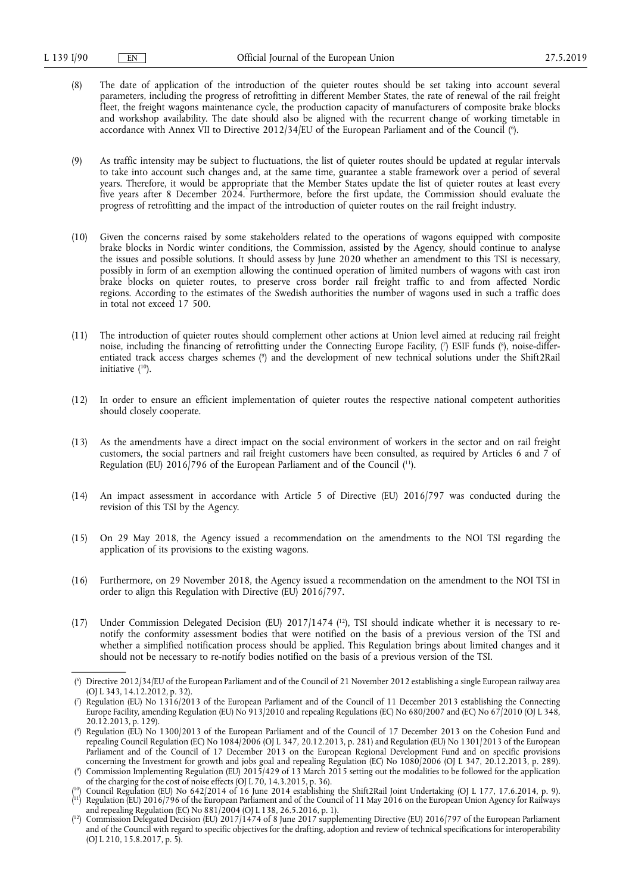(8) The date of application of the introduction of the quieter routes should be set taking into account several parameters, including the progress of retrofitting in different Member States, the rate of renewal of the rail freight fleet, the freight wagons maintenance cycle, the production capacity of manufacturers of composite brake blocks and workshop availability. The date should also be aligned with the recurrent change of working timetable in accordance with Annex VII to Directive 2012/34/EU of the European Parliament and of the Council [6].

(9) As traffic intensity may be subject to fluctuations, the list of quieter routes should be updated at regular intervals to take into account such changes and, at the same time, guarantee a stable framework over a period of several years. Therefore, it would be appropriate that the Member States update the list of quieter routes at least every five years after 8 December 2024. Furthermore, before the first update, the Commission should evaluate the progress of retrofitting and the impact of the introduction of quieter routes on the rail freight industry.

(10) Given the concerns raised by some stakeholders related to the operations of wagons equipped with composite brake blocks in Nordic winter conditions, the Commission, assisted by the Agency, should continue to analyse the issues and possible solutions. It should assess by June 2020 whether an amendment to this TSI is necessary, possibly in form of an exemption allowing the continued operation of limited numbers of wagons with cast iron brake blocks on quieter routes, to preserve cross border rail freight traffic to and from affected Nordic regions. According to the estimates of the Swedish authorities the number of wagons used in such a traffic does in total not exceed 17 500.

(11) The introduction of quieter routes should complement other actions at Union level aimed at reducing rail freight noise, including the financing of retrofitting under the Connecting Europe Facility, [7] ESIF funds [8], noise-differentiated track access charges schemes [9] and the development of new technical solutions under the Shift2Rail initiative [10].

(12) In order to ensure an efficient implementation of quieter routes the respective national competent authorities should closely cooperate.

(13) As the amendments have a direct impact on the social environment of workers in the sector and on rail freight customers, the social partners and rail freight customers have been consulted, as required by Articles 6 and 7 of Regulation (EU) 2016/796 of the European Parliament and of the Council [11].

(14) An impact assessment in accordance with Article 5 of Directive (EU) 2016/797 was conducted during the revision of this TSI by the Agency.

(15) On 29 May 2018, the Agency issued a recommendation on the amendments to the NOI TSI regarding the application of its provisions to the existing wagons.

(16) Furthermore, on 29 November 2018, the Agency issued a recommendation on the amendment to the NOI TSI in order to align this Regulation with Directive (EU) 2016/797.

(17) Under Commission Delegated Decision (EU) 2017/1474 [12], TSI should indicate whether it is necessary to re-notify the conformity assessment bodies that were notified on the basis of a previous version of the TSI and whether a simplified notification process should be applied. This Regulation brings about limited changes and it should not be necessary to re-notify bodies notified on the basis of a previous version of the TSI.

---

[6] Directive 2012/34/EU of the European Parliament and of the Council of 21 November 2012 establishing a single European railway area (OJ L 343, 14.12.2012, p. 32).

[7] Regulation (EU) No 1316/2013 of the European Parliament and of the Council of 11 December 2013 establishing the Connecting Europe Facility, amending Regulation (EU) No 913/2010 and repealing Regulations (EC) No 680/2007 and (EC) No 67/2010 (OJ L 348, 20.12.2013, p. 129).

[8] Regulation (EU) No 1300/2013 of the European Parliament and of the Council of 17 December 2013 on the Cohesion Fund and repealing Council Regulation (EC) No 1084/2006 (OJ L 347, 20.12.2013, p. 281) and Regulation (EU) No 1301/2013 of the European Parliament and of the Council of 17 December 2013 on the European Regional Development Fund and on specific provisions concerning the Investment for growth and jobs goal and repealing Regulation (EC) No 1080/2006 (OJ L 347, 20.12.2013, p. 289).

[9] Commission Implementing Regulation (EU) 2015/429 of 13 March 2015 setting out the modalities to be followed for the application of the charging for the cost of noise effects (OJ L 70, 14.3.2015, p. 36).

[10] Council Regulation (EU) No 642/2014 of 16 June 2014 establishing the Shift2Rail Joint Undertaking (OJ L 177, 17.6.2014, p. 9).

[11] Regulation (EU) 2016/796 of the European Parliament and of the Council of 11 May 2016 on the European Union Agency for Railways and repealing Regulation (EC) No 881/2004 (OJ L 138, 26.5.2016, p. 1).

[12] Commission Delegated Decision (EU) 2017/1474 of 8 June 2017 supplementing Directive (EU) 2016/797 of the European Parliament and of the Council with regard to specific objectives for the drafting, adoption and review of technical specifications for interoperability (OJ L 210, 15.8.2017, p. 5).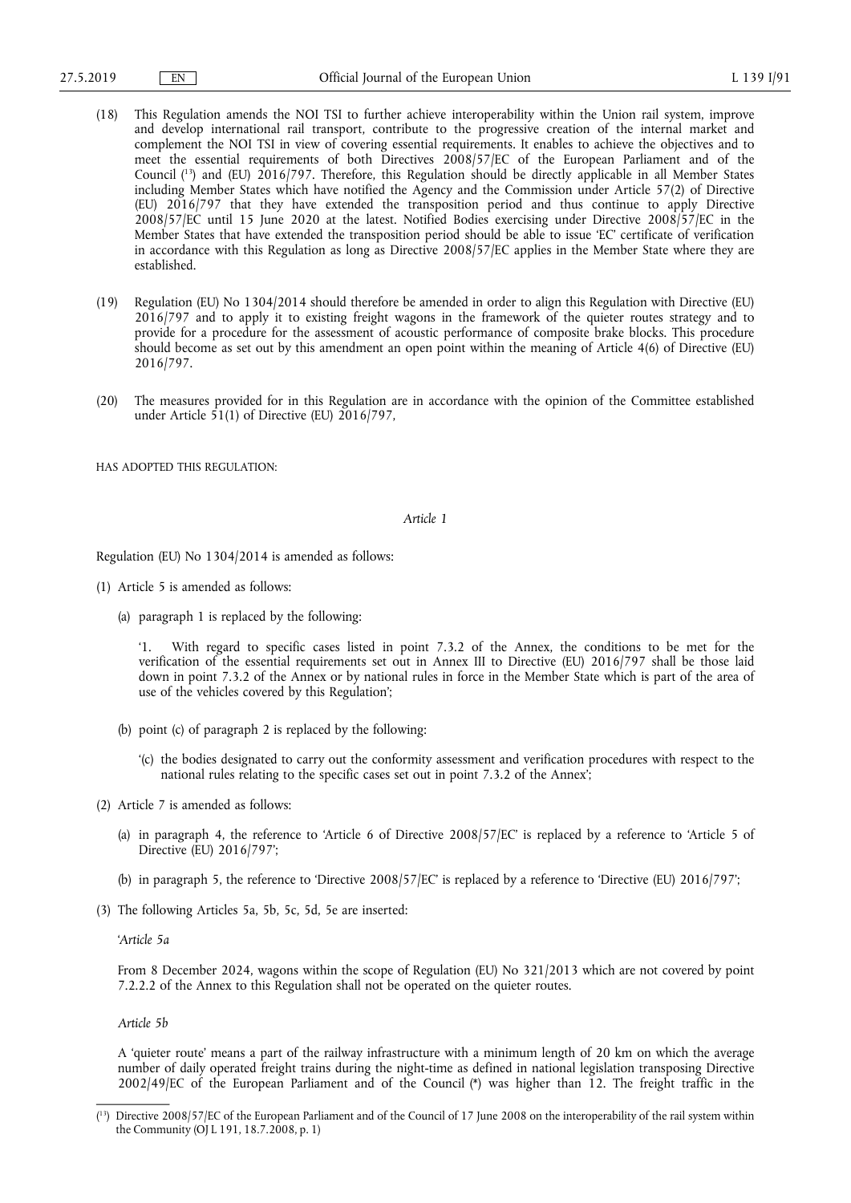(18) This Regulation amends the NOI TSI to further achieve interoperability within the Union rail system, improve and develop international rail transport, contribute to the progressive creation of the internal market and complement the NOI TSI in view of covering essential requirements. It enables to achieve the objectives and to meet the essential requirements of both Directives 2008/57/EC of the European Parliament and of the Council [13] and (EU) 2016/797. Therefore, this Regulation should be directly applicable in all Member States including Member States which have notified the Agency and the Commission under Article 57(2) of Directive (EU) 2016/797 that they have extended the transposition period and thus continue to apply Directive 2008/57/EC until 15 June 2020 at the latest. Notified Bodies exercising under Directive 2008/57/EC in the Member States that have extended the transposition period should be able to issue 'EC' certificate of verification in accordance with this Regulation as long as Directive 2008/57/EC applies in the Member State where they are established.

(19) Regulation (EU) No 1304/2014 should therefore be amended in order to align this Regulation with Directive (EU) 2016/797 and to apply it to existing freight wagons in the framework of the quieter routes strategy and to provide for a procedure for the assessment of acoustic performance of composite brake blocks. This procedure should become as set out by this amendment an open point within the meaning of Article 4(6) of Directive (EU) 2016/797.

(20) The measures provided for in this Regulation are in accordance with the opinion of the Committee established under Article 51(1) of Directive (EU) 2016/797,

HAS ADOPTED THIS REGULATION:

*Article 1*

Regulation (EU) No 1304/2014 is amended as follows:

(1) Article 5 is amended as follows:

(a) paragraph 1 is replaced by the following:

'1. With regard to specific cases listed in point 7.3.2 of the Annex, the conditions to be met for the verification of the essential requirements set out in Annex III to Directive (EU) 2016/797 shall be those laid down in point 7.3.2 of the Annex or by national rules in force in the Member State which is part of the area of use of the vehicles covered by this Regulation';

(b) point (c) of paragraph 2 is replaced by the following:

'(c) the bodies designated to carry out the conformity assessment and verification procedures with respect to the national rules relating to the specific cases set out in point 7.3.2 of the Annex';

(2) Article 7 is amended as follows:

(a) in paragraph 4, the reference to 'Article 6 of Directive 2008/57/EC' is replaced by a reference to 'Article 5 of Directive (EU) 2016/797';

(b) in paragraph 5, the reference to 'Directive 2008/57/EC' is replaced by a reference to 'Directive (EU) 2016/797';

(3) The following Articles 5a, 5b, 5c, 5d, 5e are inserted:

'*Article 5a*

From 8 December 2024, wagons within the scope of Regulation (EU) No 321/2013 which are not covered by point 7.2.2.2 of the Annex to this Regulation shall not be operated on the quieter routes.

*Article 5b*

A 'quieter route' means a part of the railway infrastructure with a minimum length of 20 km on which the average number of daily operated freight trains during the night-time as defined in national legislation transposing Directive 2002/49/EC of the European Parliament and of the Council (\*) was higher than 12. The freight traffic in the

[13] Directive 2008/57/EC of the European Parliament and of the Council of 17 June 2008 on the interoperability of the rail system within the Community (OJ L 191, 18.7.2008, p. 1)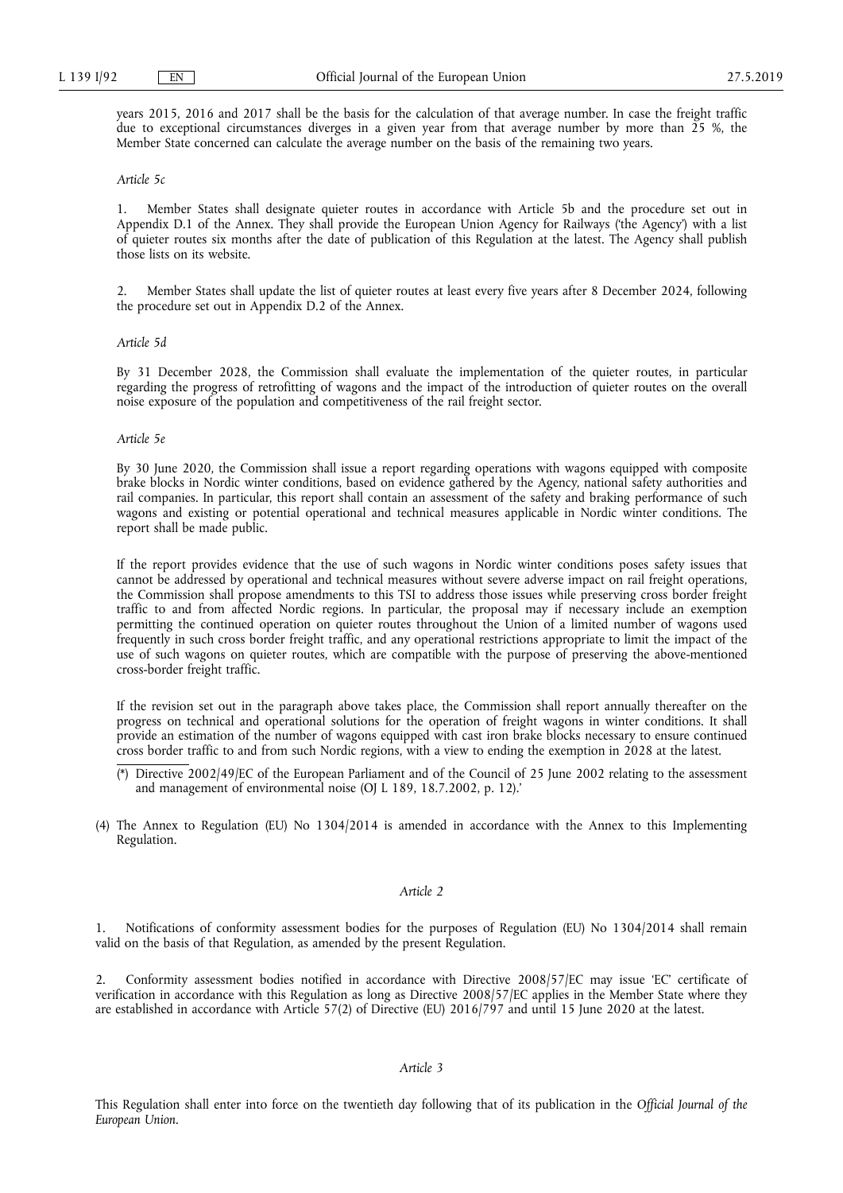years 2015, 2016 and 2017 shall be the basis for the calculation of that average number. In case the freight traffic due to exceptional circumstances diverges in a given year from that average number by more than 25 %, the Member State concerned can calculate the average number on the basis of the remaining two years.

*Article 5c*

1. Member States shall designate quieter routes in accordance with Article 5b and the procedure set out in Appendix D.1 of the Annex. They shall provide the European Union Agency for Railways ('the Agency') with a list of quieter routes six months after the date of publication of this Regulation at the latest. The Agency shall publish those lists on its website.

2. Member States shall update the list of quieter routes at least every five years after 8 December 2024, following the procedure set out in Appendix D.2 of the Annex.

*Article 5d*

By 31 December 2028, the Commission shall evaluate the implementation of the quieter routes, in particular regarding the progress of retrofitting of wagons and the impact of the introduction of quieter routes on the overall noise exposure of the population and competitiveness of the rail freight sector.

*Article 5e*

By 30 June 2020, the Commission shall issue a report regarding operations with wagons equipped with composite brake blocks in Nordic winter conditions, based on evidence gathered by the Agency, national safety authorities and rail companies. In particular, this report shall contain an assessment of the safety and braking performance of such wagons and existing or potential operational and technical measures applicable in Nordic winter conditions. The report shall be made public.

If the report provides evidence that the use of such wagons in Nordic winter conditions poses safety issues that cannot be addressed by operational and technical measures without severe adverse impact on rail freight operations, the Commission shall propose amendments to this TSI to address those issues while preserving cross border freight traffic to and from affected Nordic regions. In particular, the proposal may if necessary include an exemption permitting the continued operation on quieter routes throughout the Union of a limited number of wagons used frequently in such cross border freight traffic, and any operational restrictions appropriate to limit the impact of the use of such wagons on quieter routes, which are compatible with the purpose of preserving the above-mentioned cross-border freight traffic.

If the revision set out in the paragraph above takes place, the Commission shall report annually thereafter on the progress on technical and operational solutions for the operation of freight wagons in winter conditions. It shall provide an estimation of the number of wagons equipped with cast iron brake blocks necessary to ensure continued cross border traffic to and from such Nordic regions, with a view to ending the exemption in 2028 at the latest.

(*) Directive 2002/49/EC of the European Parliament and of the Council of 25 June 2002 relating to the assessment and management of environmental noise (OJ L 189, 18.7.2002, p. 12).'

(4) The Annex to Regulation (EU) No 1304/2014 is amended in accordance with the Annex to this Implementing Regulation.

*Article 2*

1. Notifications of conformity assessment bodies for the purposes of Regulation (EU) No 1304/2014 shall remain valid on the basis of that Regulation, as amended by the present Regulation.

2. Conformity assessment bodies notified in accordance with Directive 2008/57/EC may issue 'EC' certificate of verification in accordance with this Regulation as long as Directive 2008/57/EC applies in the Member State where they are established in accordance with Article 57(2) of Directive (EU) 2016/797 and until 15 June 2020 at the latest.

*Article 3*

This Regulation shall enter into force on the twentieth day following that of its publication in the *Official Journal of the European Union*.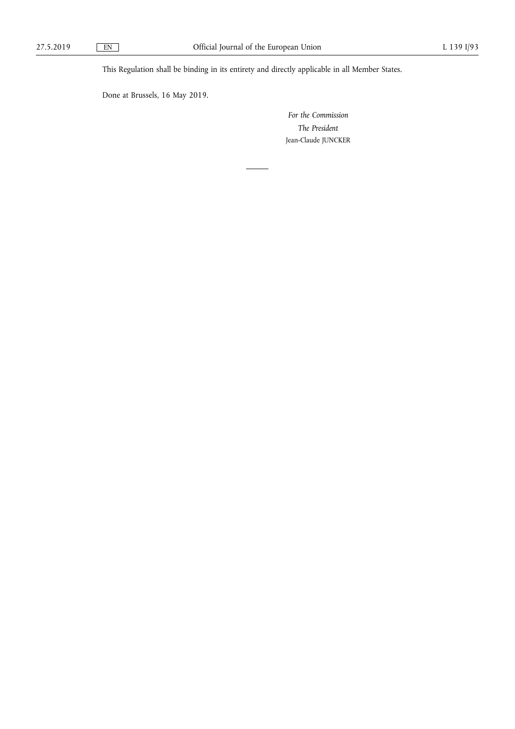This Regulation shall be binding in its entirety and directly applicable in all Member States.

Done at Brussels, 16 May 2019.

*For the Commission*

*The President*

Jean-Claude JUNCKER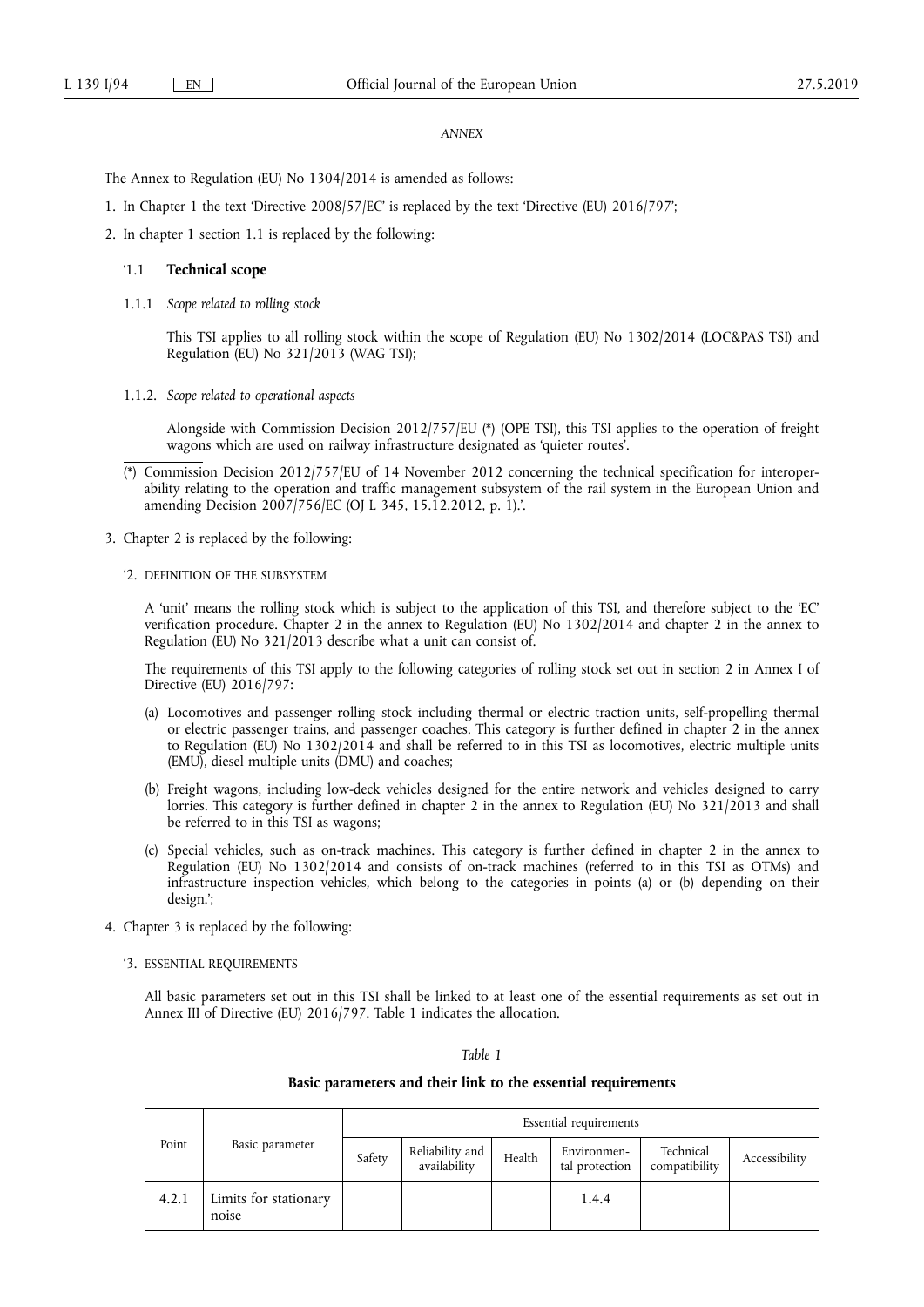*ANNEX*

The Annex to Regulation (EU) No 1304/2014 is amended as follows:

1. In Chapter 1 the text 'Directive 2008/57/EC' is replaced by the text 'Directive (EU) 2016/797';

2. In chapter 1 section 1.1 is replaced by the following:

'1.1 **Technical scope**

1.1.1 *Scope related to rolling stock*

This TSI applies to all rolling stock within the scope of Regulation (EU) No 1302/2014 (LOC&PAS TSI) and Regulation (EU) No 321/2013 (WAG TSI);

1.1.2. *Scope related to operational aspects*

Alongside with Commission Decision 2012/757/EU (*) (OPE TSI), this TSI applies to the operation of freight wagons which are used on railway infrastructure designated as 'quieter routes'.

(*) Commission Decision 2012/757/EU of 14 November 2012 concerning the technical specification for interoperability relating to the operation and traffic management subsystem of the rail system in the European Union and amending Decision 2007/756/EC (OJ L 345, 15.12.2012, p. 1).'.

3. Chapter 2 is replaced by the following:

'2. DEFINITION OF THE SUBSYSTEM

A 'unit' means the rolling stock which is subject to the application of this TSI, and therefore subject to the 'EC' verification procedure. Chapter 2 in the annex to Regulation (EU) No 1302/2014 and chapter 2 in the annex to Regulation (EU) No 321/2013 describe what a unit can consist of.

The requirements of this TSI apply to the following categories of rolling stock set out in section 2 in Annex I of Directive (EU) 2016/797:

(a) Locomotives and passenger rolling stock including thermal or electric traction units, self-propelling thermal or electric passenger trains, and passenger coaches. This category is further defined in chapter 2 in the annex to Regulation (EU) No 1302/2014 and shall be referred to in this TSI as locomotives, electric multiple units (EMU), diesel multiple units (DMU) and coaches;

(b) Freight wagons, including low-deck vehicles designed for the entire network and vehicles designed to carry lorries. This category is further defined in chapter 2 in the annex to Regulation (EU) No 321/2013 and shall be referred to in this TSI as wagons;

(c) Special vehicles, such as on-track machines. This category is further defined in chapter 2 in the annex to Regulation (EU) No 1302/2014 and consists of on-track machines (referred to in this TSI as OTMs) and infrastructure inspection vehicles, which belong to the categories in points (a) or (b) depending on their design.';

4. Chapter 3 is replaced by the following:

'3. ESSENTIAL REQUIREMENTS

All basic parameters set out in this TSI shall be linked to at least one of the essential requirements as set out in Annex III of Directive (EU) 2016/797. Table 1 indicates the allocation.

*Table 1*

**Basic parameters and their link to the essential requirements**

| Point | Basic parameter | Essential requirements | | | | | |
|---|---|---|---|---|---|---|---|
| | | Safety | Reliability and availability | Health | Environmental protection | Technical compatibility | Accessibility |
| 4.2.1 | Limits for stationary noise | | | | 1.4.4 | | |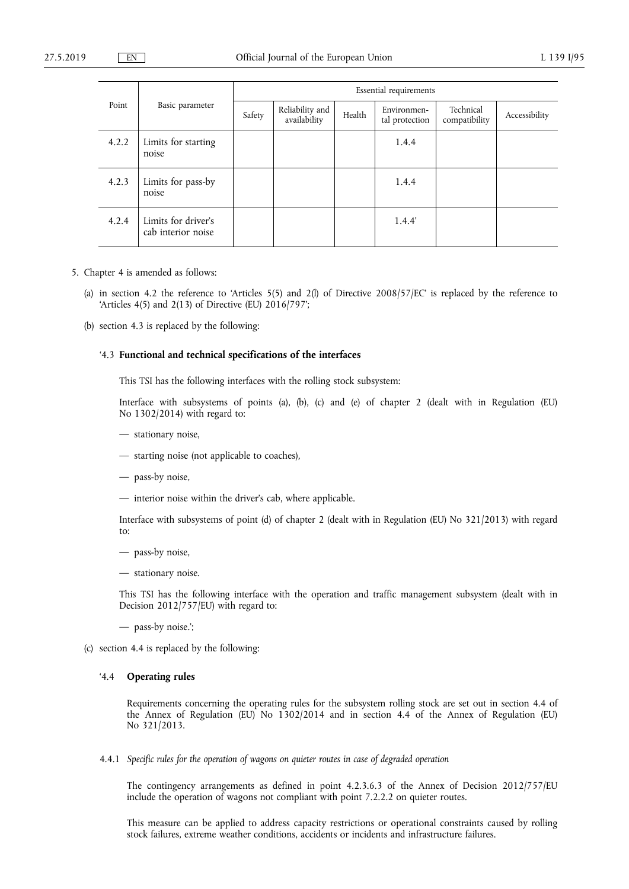| Point | Basic parameter | Essential requirements | | | | | |
|---|---|---|---|---|---|---|---|
| | | Safety | Reliability and availability | Health | Environmental protection | Technical compatibility | Accessibility |
| 4.2.2 | Limits for starting noise | | | | 1.4.4 | | |
| 4.2.3 | Limits for pass-by noise | | | | 1.4.4 | | |
| 4.2.4 | Limits for driver's cab interior noise | | | | 1.4.4' | | |

5. Chapter 4 is amended as follows:

   (a) in section 4.2 the reference to 'Articles 5(5) and 2(l) of Directive 2008/57/EC' is replaced by the reference to 'Articles 4(5) and 2(13) of Directive (EU) 2016/797';

   (b) section 4.3 is replaced by the following:

   '4.3 **Functional and technical specifications of the interfaces**

   This TSI has the following interfaces with the rolling stock subsystem:

   Interface with subsystems of points (a), (b), (c) and (e) of chapter 2 (dealt with in Regulation (EU) No 1302/2014) with regard to:

   — stationary noise,

   — starting noise (not applicable to coaches),

   — pass-by noise,

   — interior noise within the driver's cab, where applicable.

   Interface with subsystems of point (d) of chapter 2 (dealt with in Regulation (EU) No 321/2013) with regard to:

   — pass-by noise,

   — stationary noise.

   This TSI has the following interface with the operation and traffic management subsystem (dealt with in Decision 2012/757/EU) with regard to:

   — pass-by noise.';

   (c) section 4.4 is replaced by the following:

   '4.4 **Operating rules**

   Requirements concerning the operating rules for the subsystem rolling stock are set out in section 4.4 of the Annex of Regulation (EU) No 1302/2014 and in section 4.4 of the Annex of Regulation (EU) No 321/2013.

   4.4.1 *Specific rules for the operation of wagons on quieter routes in case of degraded operation*

   The contingency arrangements as defined in point 4.2.3.6.3 of the Annex of Decision 2012/757/EU include the operation of wagons not compliant with point 7.2.2.2 on quieter routes.

   This measure can be applied to address capacity restrictions or operational constraints caused by rolling stock failures, extreme weather conditions, accidents or incidents and infrastructure failures.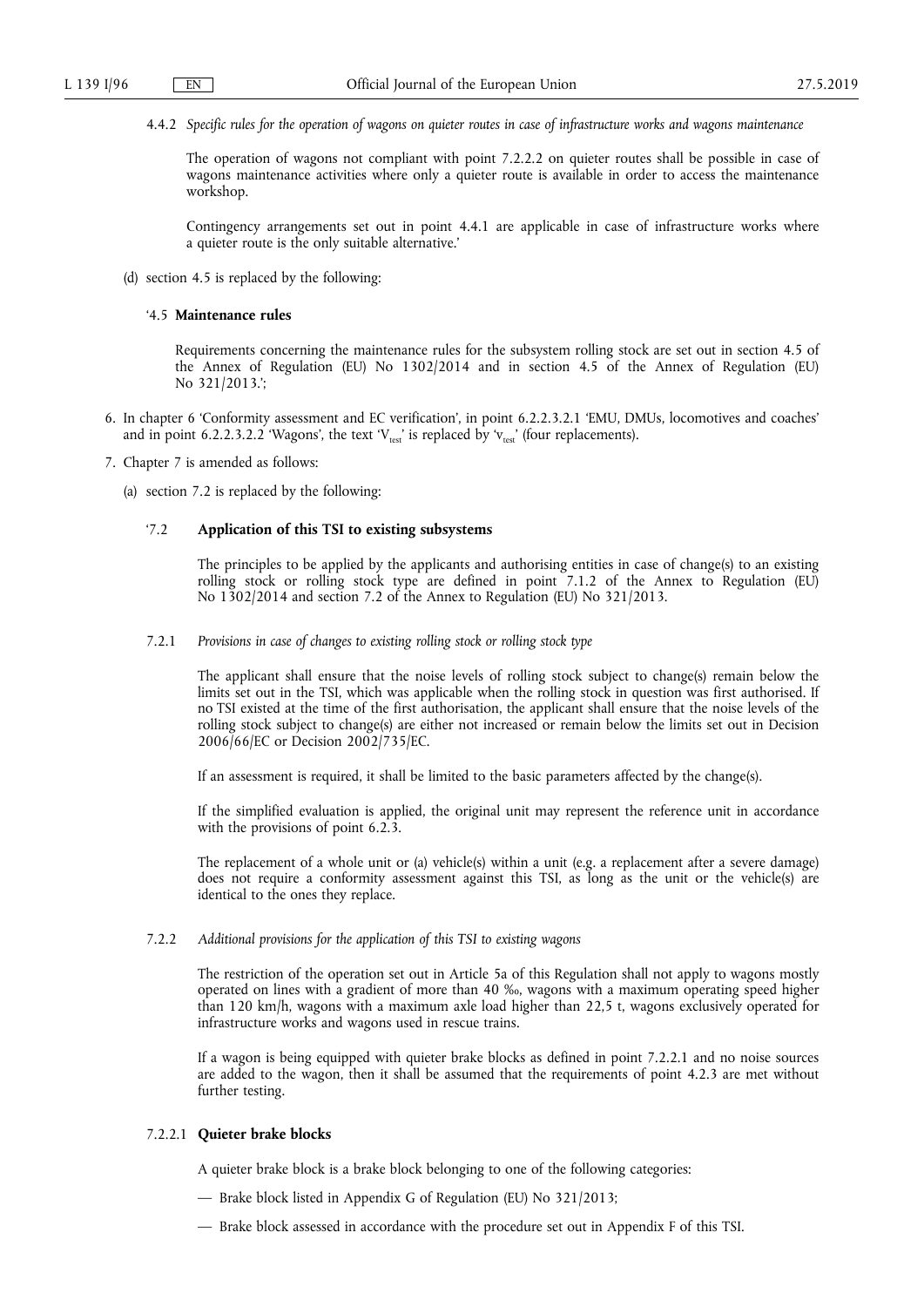4.4.2 *Specific rules for the operation of wagons on quieter routes in case of infrastructure works and wagons maintenance*

The operation of wagons not compliant with point 7.2.2.2 on quieter routes shall be possible in case of wagons maintenance activities where only a quieter route is available in order to access the maintenance workshop.

Contingency arrangements set out in point 4.4.1 are applicable in case of infrastructure works where a quieter route is the only suitable alternative.'

(d) section 4.5 is replaced by the following:

'4.5 **Maintenance rules**

Requirements concerning the maintenance rules for the subsystem rolling stock are set out in section 4.5 of the Annex of Regulation (EU) No 1302/2014 and in section 4.5 of the Annex of Regulation (EU) No 321/2013.';

6. In chapter 6 'Conformity assessment and EC verification', in point 6.2.2.3.2.1 'EMU, DMUs, locomotives and coaches' and in point 6.2.2.3.2.2 'Wagons', the text '$V_{test}$' is replaced by '$v_{test}$' (four replacements).

7. Chapter 7 is amended as follows:

(a) section 7.2 is replaced by the following:

'7.2 **Application of this TSI to existing subsystems**

The principles to be applied by the applicants and authorising entities in case of change(s) to an existing rolling stock or rolling stock type are defined in point 7.1.2 of the Annex to Regulation (EU) No 1302/2014 and section 7.2 of the Annex to Regulation (EU) No 321/2013.

7.2.1 *Provisions in case of changes to existing rolling stock or rolling stock type*

The applicant shall ensure that the noise levels of rolling stock subject to change(s) remain below the limits set out in the TSI, which was applicable when the rolling stock in question was first authorised. If no TSI existed at the time of the first authorisation, the applicant shall ensure that the noise levels of the rolling stock subject to change(s) are either not increased or remain below the limits set out in Decision 2006/66/EC or Decision 2002/735/EC.

If an assessment is required, it shall be limited to the basic parameters affected by the change(s).

If the simplified evaluation is applied, the original unit may represent the reference unit in accordance with the provisions of point 6.2.3.

The replacement of a whole unit or (a) vehicle(s) within a unit (e.g. a replacement after a severe damage) does not require a conformity assessment against this TSI, as long as the unit or the vehicle(s) are identical to the ones they replace.

7.2.2 *Additional provisions for the application of this TSI to existing wagons*

The restriction of the operation set out in Article 5a of this Regulation shall not apply to wagons mostly operated on lines with a gradient of more than 40 ‰, wagons with a maximum operating speed higher than 120 km/h, wagons with a maximum axle load higher than 22,5 t, wagons exclusively operated for infrastructure works and wagons used in rescue trains.

If a wagon is being equipped with quieter brake blocks as defined in point 7.2.2.1 and no noise sources are added to the wagon, then it shall be assumed that the requirements of point 4.2.3 are met without further testing.

7.2.2.1 **Quieter brake blocks**

A quieter brake block is a brake block belonging to one of the following categories:

— Brake block listed in Appendix G of Regulation (EU) No 321/2013;

— Brake block assessed in accordance with the procedure set out in Appendix F of this TSI.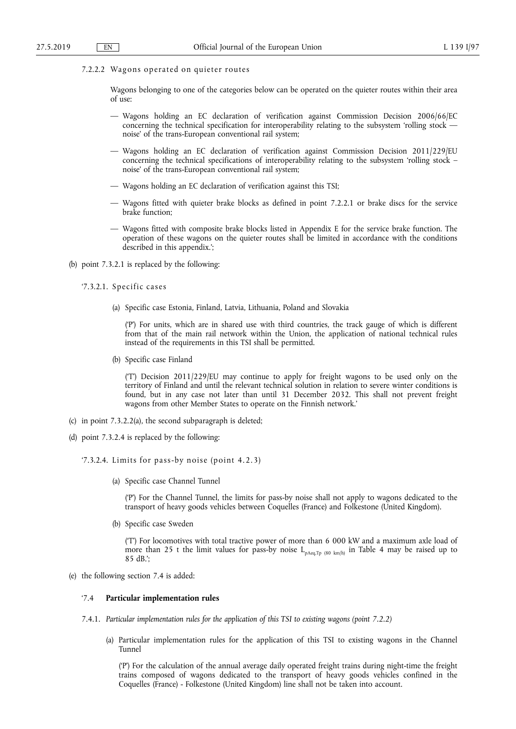7.2.2.2 Wagons operated on quieter routes

Wagons belonging to one of the categories below can be operated on the quieter routes within their area of use:

— Wagons holding an EC declaration of verification against Commission Decision 2006/66/EC concerning the technical specification for interoperability relating to the subsystem 'rolling stock — noise' of the trans-European conventional rail system;

— Wagons holding an EC declaration of verification against Commission Decision 2011/229/EU concerning the technical specifications of interoperability relating to the subsystem 'rolling stock – noise' of the trans-European conventional rail system;

— Wagons holding an EC declaration of verification against this TSI;

— Wagons fitted with quieter brake blocks as defined in point 7.2.2.1 or brake discs for the service brake function;

— Wagons fitted with composite brake blocks listed in Appendix E for the service brake function. The operation of these wagons on the quieter routes shall be limited in accordance with the conditions described in this appendix.';

(b) point 7.3.2.1 is replaced by the following:

'7.3.2.1. Specific cases

(a) Specific case Estonia, Finland, Latvia, Lithuania, Poland and Slovakia

('P') For units, which are in shared use with third countries, the track gauge of which is different from that of the main rail network within the Union, the application of national technical rules instead of the requirements in this TSI shall be permitted.

(b) Specific case Finland

('T') Decision 2011/229/EU may continue to apply for freight wagons to be used only on the territory of Finland and until the relevant technical solution in relation to severe winter conditions is found, but in any case not later than until 31 December 2032. This shall not prevent freight wagons from other Member States to operate on the Finnish network.'

(c) in point 7.3.2.2(a), the second subparagraph is deleted;

(d) point 7.3.2.4 is replaced by the following:

'7.3.2.4. Limits for pass-by noise (point 4.2.3)

(a) Specific case Channel Tunnel

('P') For the Channel Tunnel, the limits for pass-by noise shall not apply to wagons dedicated to the transport of heavy goods vehicles between Coquelles (France) and Folkestone (United Kingdom).

(b) Specific case Sweden

('T') For locomotives with total tractive power of more than 6 000 kW and a maximum axle load of more than 25 t the limit values for pass-by noise $L_{pAeq,Tp\ (80\ km/h)}$ in Table 4 may be raised up to 85 dB.';

(e) the following section 7.4 is added:

'7.4 **Particular implementation rules**

7.4.1. *Particular implementation rules for the application of this TSI to existing wagons (point 7.2.2)*

(a) Particular implementation rules for the application of this TSI to existing wagons in the Channel Tunnel

('P') For the calculation of the annual average daily operated freight trains during night-time the freight trains composed of wagons dedicated to the transport of heavy goods vehicles confined in the Coquelles (France) - Folkestone (United Kingdom) line shall not be taken into account.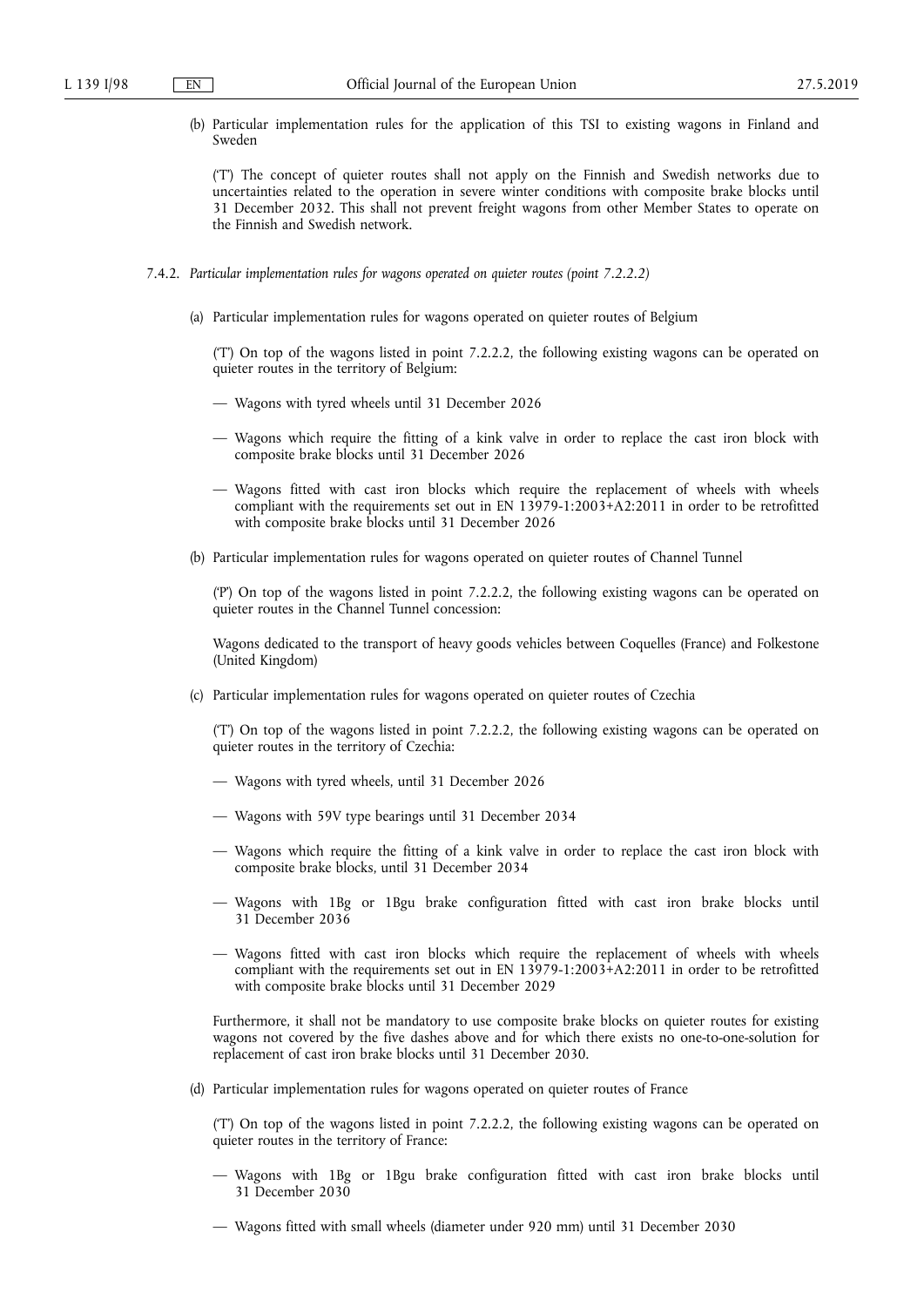(b) Particular implementation rules for the application of this TSI to existing wagons in Finland and Sweden

('T') The concept of quieter routes shall not apply on the Finnish and Swedish networks due to uncertainties related to the operation in severe winter conditions with composite brake blocks until 31 December 2032. This shall not prevent freight wagons from other Member States to operate on the Finnish and Swedish network.

7.4.2. *Particular implementation rules for wagons operated on quieter routes (point 7.2.2.2)*

(a) Particular implementation rules for wagons operated on quieter routes of Belgium

('T') On top of the wagons listed in point 7.2.2.2, the following existing wagons can be operated on quieter routes in the territory of Belgium:

— Wagons with tyred wheels until 31 December 2026

— Wagons which require the fitting of a kink valve in order to replace the cast iron block with composite brake blocks until 31 December 2026

— Wagons fitted with cast iron blocks which require the replacement of wheels with wheels compliant with the requirements set out in EN 13979-1:2003+A2:2011 in order to be retrofitted with composite brake blocks until 31 December 2026

(b) Particular implementation rules for wagons operated on quieter routes of Channel Tunnel

('P') On top of the wagons listed in point 7.2.2.2, the following existing wagons can be operated on quieter routes in the Channel Tunnel concession:

Wagons dedicated to the transport of heavy goods vehicles between Coquelles (France) and Folkestone (United Kingdom)

(c) Particular implementation rules for wagons operated on quieter routes of Czechia

('T') On top of the wagons listed in point 7.2.2.2, the following existing wagons can be operated on quieter routes in the territory of Czechia:

— Wagons with tyred wheels, until 31 December 2026

— Wagons with 59V type bearings until 31 December 2034

— Wagons which require the fitting of a kink valve in order to replace the cast iron block with composite brake blocks, until 31 December 2034

— Wagons with 1Bg or 1Bgu brake configuration fitted with cast iron brake blocks until 31 December 2036

— Wagons fitted with cast iron blocks which require the replacement of wheels with wheels compliant with the requirements set out in EN 13979-1:2003+A2:2011 in order to be retrofitted with composite brake blocks until 31 December 2029

Furthermore, it shall not be mandatory to use composite brake blocks on quieter routes for existing wagons not covered by the five dashes above and for which there exists no one-to-one-solution for replacement of cast iron brake blocks until 31 December 2030.

(d) Particular implementation rules for wagons operated on quieter routes of France

('T') On top of the wagons listed in point 7.2.2.2, the following existing wagons can be operated on quieter routes in the territory of France:

— Wagons with 1Bg or 1Bgu brake configuration fitted with cast iron brake blocks until 31 December 2030

— Wagons fitted with small wheels (diameter under 920 mm) until 31 December 2030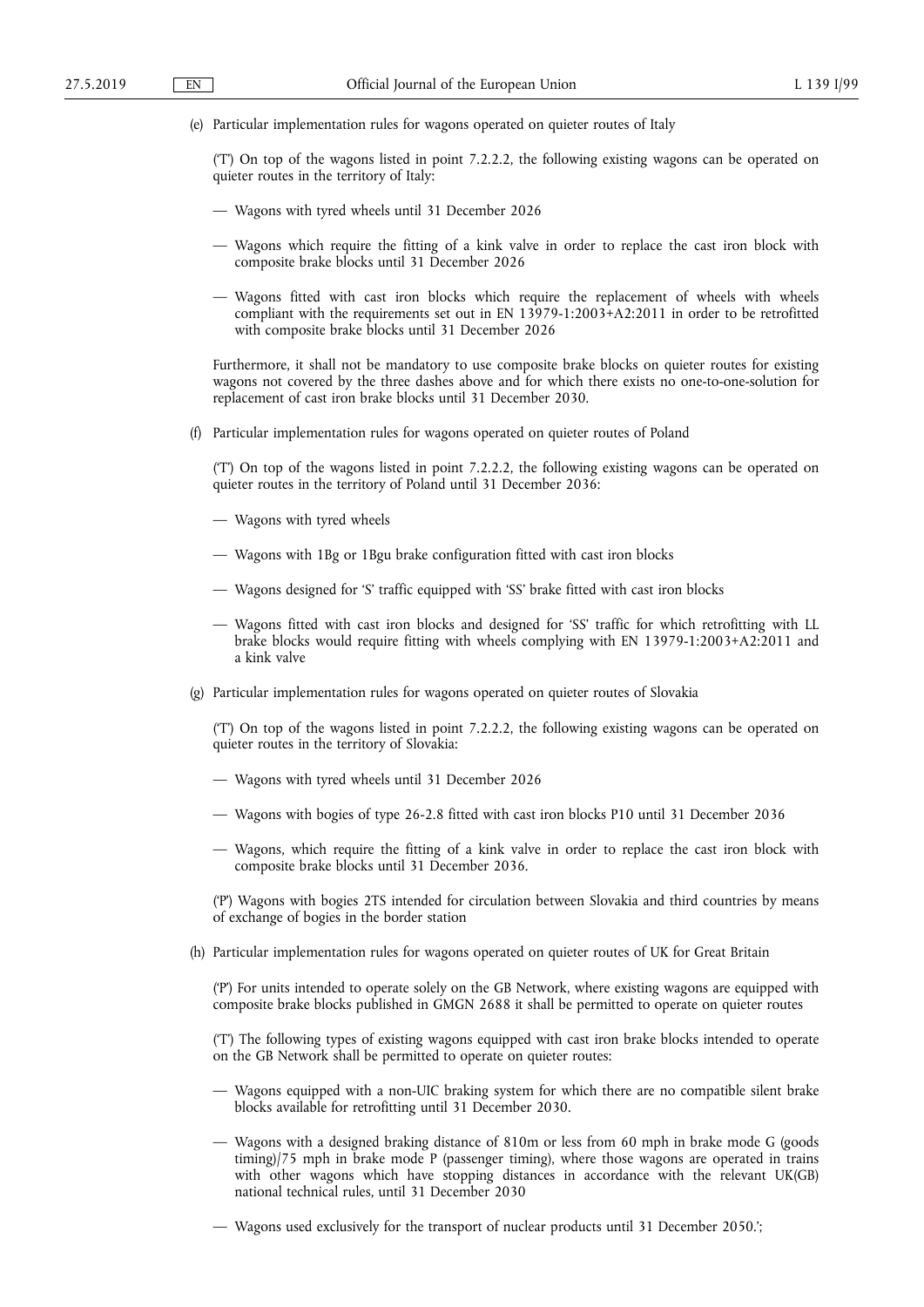(e) Particular implementation rules for wagons operated on quieter routes of Italy

('T') On top of the wagons listed in point 7.2.2.2, the following existing wagons can be operated on quieter routes in the territory of Italy:

— Wagons with tyred wheels until 31 December 2026

— Wagons which require the fitting of a kink valve in order to replace the cast iron block with composite brake blocks until 31 December 2026

— Wagons fitted with cast iron blocks which require the replacement of wheels with wheels compliant with the requirements set out in EN 13979-1:2003+A2:2011 in order to be retrofitted with composite brake blocks until 31 December 2026

Furthermore, it shall not be mandatory to use composite brake blocks on quieter routes for existing wagons not covered by the three dashes above and for which there exists no one-to-one-solution for replacement of cast iron brake blocks until 31 December 2030.

(f) Particular implementation rules for wagons operated on quieter routes of Poland

('T') On top of the wagons listed in point 7.2.2.2, the following existing wagons can be operated on quieter routes in the territory of Poland until 31 December 2036:

— Wagons with tyred wheels

— Wagons with 1Bg or 1Bgu brake configuration fitted with cast iron blocks

— Wagons designed for 'S' traffic equipped with 'SS' brake fitted with cast iron blocks

— Wagons fitted with cast iron blocks and designed for 'SS' traffic for which retrofitting with LL brake blocks would require fitting with wheels complying with EN 13979-1:2003+A2:2011 and a kink valve

(g) Particular implementation rules for wagons operated on quieter routes of Slovakia

('T') On top of the wagons listed in point 7.2.2.2, the following existing wagons can be operated on quieter routes in the territory of Slovakia:

— Wagons with tyred wheels until 31 December 2026

— Wagons with bogies of type 26-2.8 fitted with cast iron blocks P10 until 31 December 2036

— Wagons, which require the fitting of a kink valve in order to replace the cast iron block with composite brake blocks until 31 December 2036.

('P') Wagons with bogies 2TS intended for circulation between Slovakia and third countries by means of exchange of bogies in the border station

(h) Particular implementation rules for wagons operated on quieter routes of UK for Great Britain

('P') For units intended to operate solely on the GB Network, where existing wagons are equipped with composite brake blocks published in GMGN 2688 it shall be permitted to operate on quieter routes

('T') The following types of existing wagons equipped with cast iron brake blocks intended to operate on the GB Network shall be permitted to operate on quieter routes:

— Wagons equipped with a non-UIC braking system for which there are no compatible silent brake blocks available for retrofitting until 31 December 2030.

— Wagons with a designed braking distance of 810m or less from 60 mph in brake mode G (goods timing)/75 mph in brake mode P (passenger timing), where those wagons are operated in trains with other wagons which have stopping distances in accordance with the relevant UK(GB) national technical rules, until 31 December 2030

— Wagons used exclusively for the transport of nuclear products until 31 December 2050.';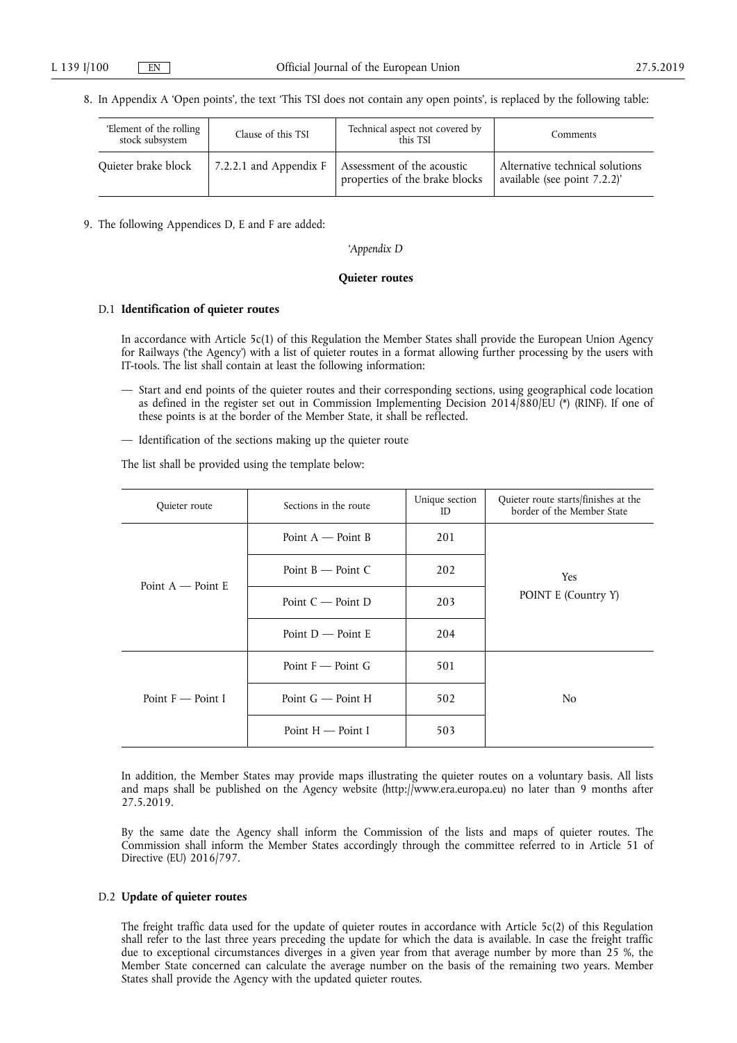8. In Appendix A 'Open points', the text 'This TSI does not contain any open points', is replaced by the following table:

| 'Element of the rolling stock subsystem | Clause of this TSI | Technical aspect not covered by this TSI | Comments |
|---|---|---|---|
| Quieter brake block | 7.2.2.1 and Appendix F | Assessment of the acoustic properties of the brake blocks | Alternative technical solutions available (see point 7.2.2)' |

9. The following Appendices D, E and F are added:

*'Appendix D*

**Quieter routes**

D.1 **Identification of quieter routes**

In accordance with Article 5c(1) of this Regulation the Member States shall provide the European Union Agency for Railways ('the Agency') with a list of quieter routes in a format allowing further processing by the users with IT-tools. The list shall contain at least the following information:

— Start and end points of the quieter routes and their corresponding sections, using geographical code location as defined in the register set out in Commission Implementing Decision 2014/880/EU (*) (RINF). If one of these points is at the border of the Member State, it shall be reflected.

— Identification of the sections making up the quieter route

The list shall be provided using the template below:

| Quieter route | Sections in the route | Unique section ID | Quieter route starts/finishes at the border of the Member State |
|---|---|---|---|
| Point A — Point E | Point A — Point B | 201 | Yes POINT E (Country Y) |
| | Point B — Point C | 202 | |
| | Point C — Point D | 203 | |
| | Point D — Point E | 204 | |
| Point F — Point I | Point F — Point G | 501 | No |
| | Point G — Point H | 502 | |
| | Point H — Point I | 503 | |

In addition, the Member States may provide maps illustrating the quieter routes on a voluntary basis. All lists and maps shall be published on the Agency website (http://www.era.europa.eu) no later than 9 months after 27.5.2019.

By the same date the Agency shall inform the Commission of the lists and maps of quieter routes. The Commission shall inform the Member States accordingly through the committee referred to in Article 51 of Directive (EU) 2016/797.

D.2 **Update of quieter routes**

The freight traffic data used for the update of quieter routes in accordance with Article 5c(2) of this Regulation shall refer to the last three years preceding the update for which the data is available. In case the freight traffic due to exceptional circumstances diverges in a given year from that average number by more than 25 %, the Member State concerned can calculate the average number on the basis of the remaining two years. Member States shall provide the Agency with the updated quieter routes.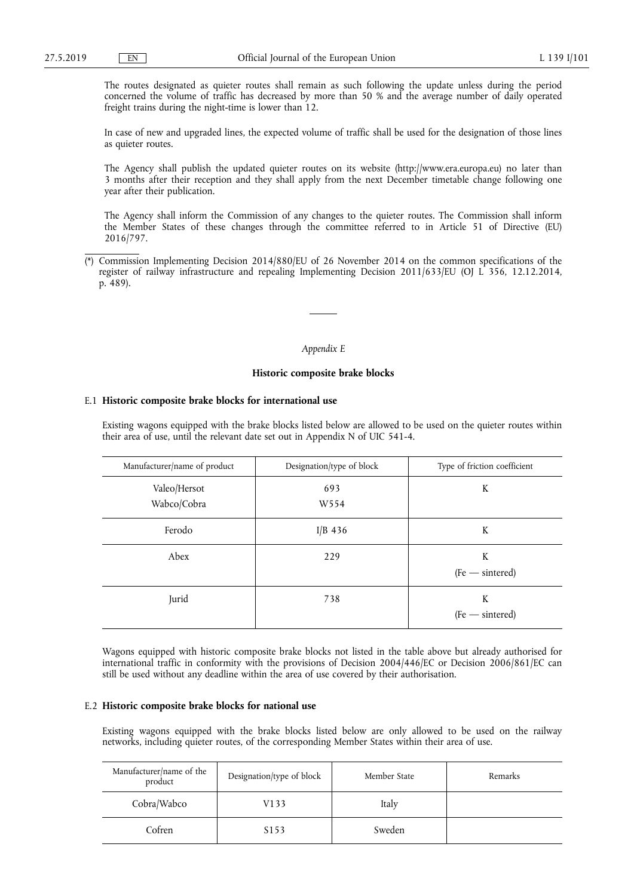The routes designated as quieter routes shall remain as such following the update unless during the period concerned the volume of traffic has decreased by more than 50 % and the average number of daily operated freight trains during the night-time is lower than 12.

In case of new and upgraded lines, the expected volume of traffic shall be used for the designation of those lines as quieter routes.

The Agency shall publish the updated quieter routes on its website (http://www.era.europa.eu) no later than 3 months after their reception and they shall apply from the next December timetable change following one year after their publication.

The Agency shall inform the Commission of any changes to the quieter routes. The Commission shall inform the Member States of these changes through the committee referred to in Article 51 of Directive (EU) 2016/797.

(*) Commission Implementing Decision 2014/880/EU of 26 November 2014 on the common specifications of the register of railway infrastructure and repealing Implementing Decision 2011/633/EU (OJ L 356, 12.12.2014, p. 489).

*Appendix E*

## Historic composite brake blocks

### E.1 Historic composite brake blocks for international use

Existing wagons equipped with the brake blocks listed below are allowed to be used on the quieter routes within their area of use, until the relevant date set out in Appendix N of UIC 541-4.

| Manufacturer/name of product | Designation/type of block | Type of friction coefficient |
|---|---|---|
| Valeo/Hersot<br>Wabco/Cobra | 693<br>W554 | K |
| Ferodo | I/B 436 | K |
| Abex | 229 | K<br>(Fe — sintered) |
| Jurid | 738 | K<br>(Fe — sintered) |

Wagons equipped with historic composite brake blocks not listed in the table above but already authorised for international traffic in conformity with the provisions of Decision 2004/446/EC or Decision 2006/861/EC can still be used without any deadline within the area of use covered by their authorisation.

### E.2 Historic composite brake blocks for national use

Existing wagons equipped with the brake blocks listed below are only allowed to be used on the railway networks, including quieter routes, of the corresponding Member States within their area of use.

| Manufacturer/name of the product | Designation/type of block | Member State | Remarks |
|---|---|---|---|
| Cobra/Wabco | V133 | Italy | |
| Cofren | S153 | Sweden | |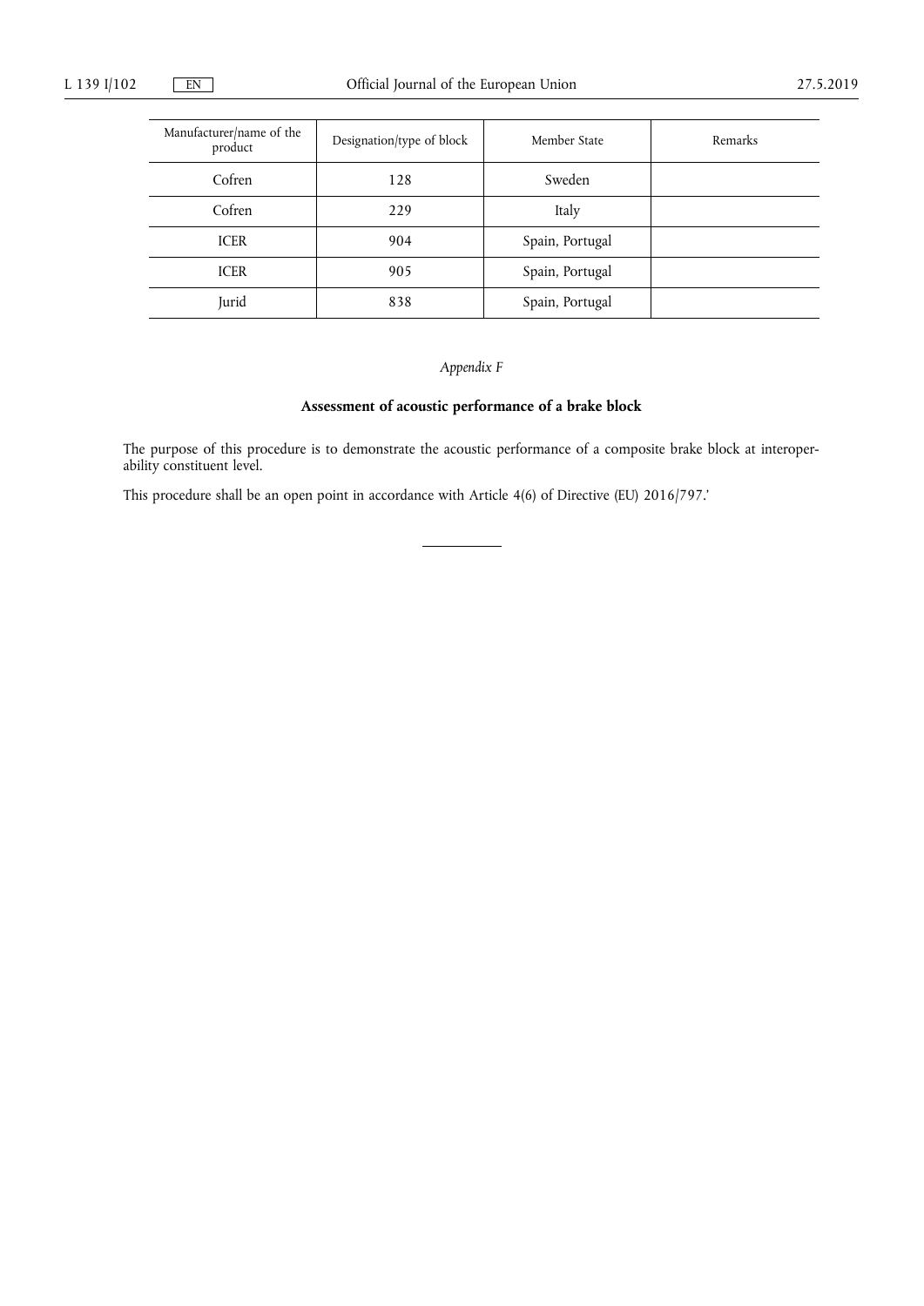| Manufacturer/name of the product | Designation/type of block | Member State | Remarks |
|---|---|---|---|
| Cofren | 128 | Sweden | |
| Cofren | 229 | Italy | |
| ICER | 904 | Spain, Portugal | |
| ICER | 905 | Spain, Portugal | |
| Jurid | 838 | Spain, Portugal | |

*Appendix F*

## Assessment of acoustic performance of a brake block

The purpose of this procedure is to demonstrate the acoustic performance of a composite brake block at interoperability constituent level.

This procedure shall be an open point in accordance with Article 4(6) of Directive (EU) 2016/797.'